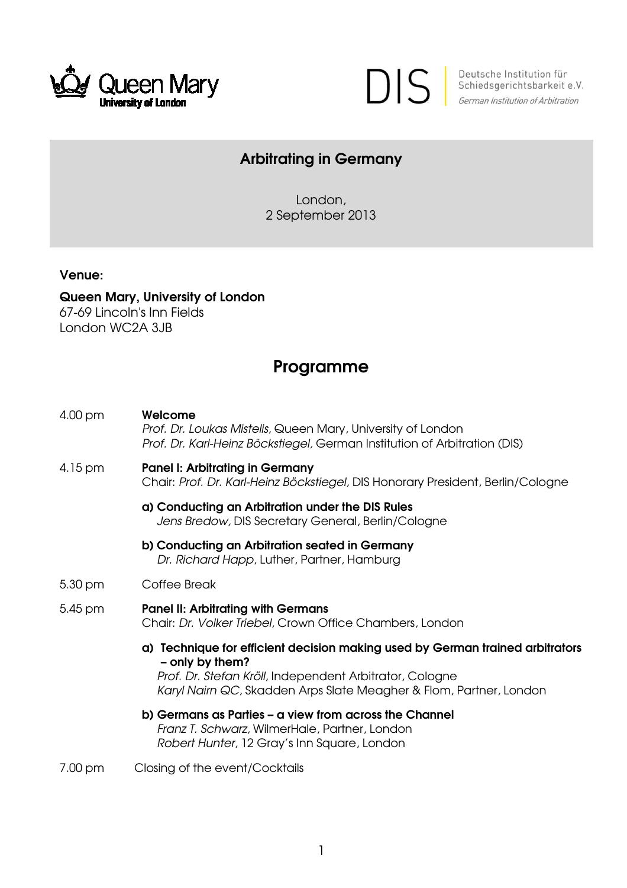Queen Mary University of London

DIS Deutsche Institution für Schiedsgerichtsbarkeit e.V.
*German Institution of Arbitration*

# Arbitrating in Germany

London,
2 September 2013

**Venue:**

**Queen Mary, University of London**
67-69 Lincoln's Inn Fields
London WC2A 3JB

## Programme

4.00 pm **Welcome**
*Prof. Dr. Loukas Mistelis*, Queen Mary, University of London
*Prof. Dr. Karl-Heinz Böckstiegel,* German Institution of Arbitration (DIS)

4.15 pm **Panel I: Arbitrating in Germany**
Chair: *Prof. Dr. Karl-Heinz Böckstiegel,* DIS Honorary President, Berlin/Cologne

**a) Conducting an Arbitration under the DIS Rules**
*Jens Bredow,* DIS Secretary General, Berlin/Cologne

**b) Conducting an Arbitration seated in Germany**
*Dr. Richard Happ*, Luther, Partner, Hamburg

5.30 pm Coffee Break

5.45 pm **Panel II: Arbitrating with Germans**
Chair: *Dr. Volker Triebel*, Crown Office Chambers, London

**a) Technique for efficient decision making used by German trained arbitrators – only by them?**
*Prof. Dr. Stefan Kröll*, Independent Arbitrator, Cologne
*Karyl Nairn QC*, Skadden Arps Slate Meagher & Flom, Partner, London

**b) Germans as Parties – a view from across the Channel**
*Franz T. Schwarz*, WilmerHale, Partner, London
*Robert Hunter*, 12 Gray's Inn Square, London

7.00 pm Closing of the event/Cocktails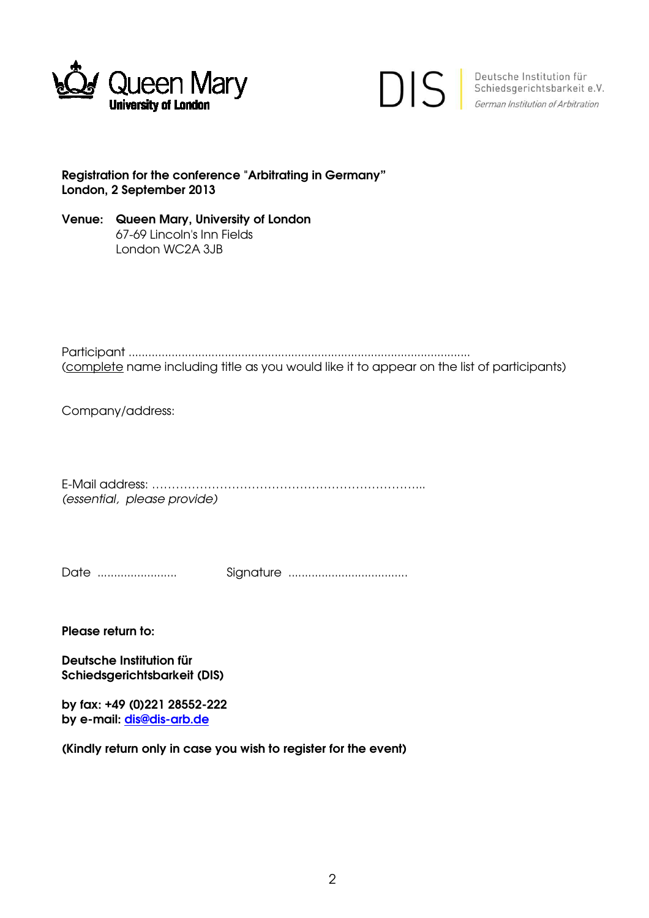Queen Mary
University of London

DIS
Deutsche Institution für Schiedsgerichtsbarkeit e.V.
*German Institution of Arbitration*

**Registration for the conference "Arbitrating in Germany"**
**London, 2 September 2013**

**Venue: Queen Mary, University of London**
67-69 Lincoln's Inn Fields
London WC2A 3JB

Participant ....................................................................................................
(complete name including title as you would like it to appear on the list of participants)

Company/address:

E-Mail address: ……………………………………………………………..
*(essential, please provide)*

Date ........................ Signature ...................................

**Please return to:**

**Deutsche Institution für**
**Schiedsgerichtsbarkeit (DIS)**

**by fax: +49 (0)221 28552-222**
**by e-mail: dis@dis-arb.de**

**(Kindly return only in case you wish to register for the event)**